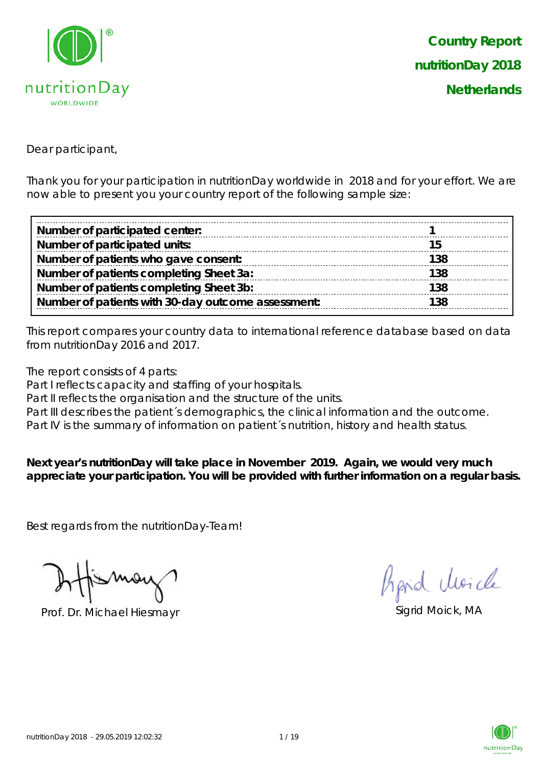**Country Report**
**nutritionDay 2018**
**Netherlands**

Dear participant,

Thank you for your participation in nutritionDay worldwide in 2018 and for your effort. We are now able to present you your country report of the following sample size:

| | |
|---|---|
| **Number of participated center:** | **1** |
| **Number of participated units:** | **15** |
| **Number of patients who gave consent:** | **138** |
| **Number of patients completing Sheet 3a:** | **138** |
| **Number of patients completing Sheet 3b:** | **138** |
| **Number of patients with 30-day outcome assessment:** | **138** |

This report compares your country data to international reference database based on data from nutritionDay 2016 and 2017.

The report consists of 4 parts:
Part I reflects capacity and staffing of your hospitals.
Part II reflects the organisation and the structure of the units.
Part III describes the patient´s demographics, the clinical information and the outcome.
Part IV is the summary of information on patient´s nutrition, history and health status.

**Next year's nutritionDay will take place in November 2019. Again, we would very much appreciate your participation. You will be provided with further information on a regular basis.**

Best regards from the nutritionDay-Team!

Prof. Dr. Michael Hiesmayr

Sigrid Moick, MA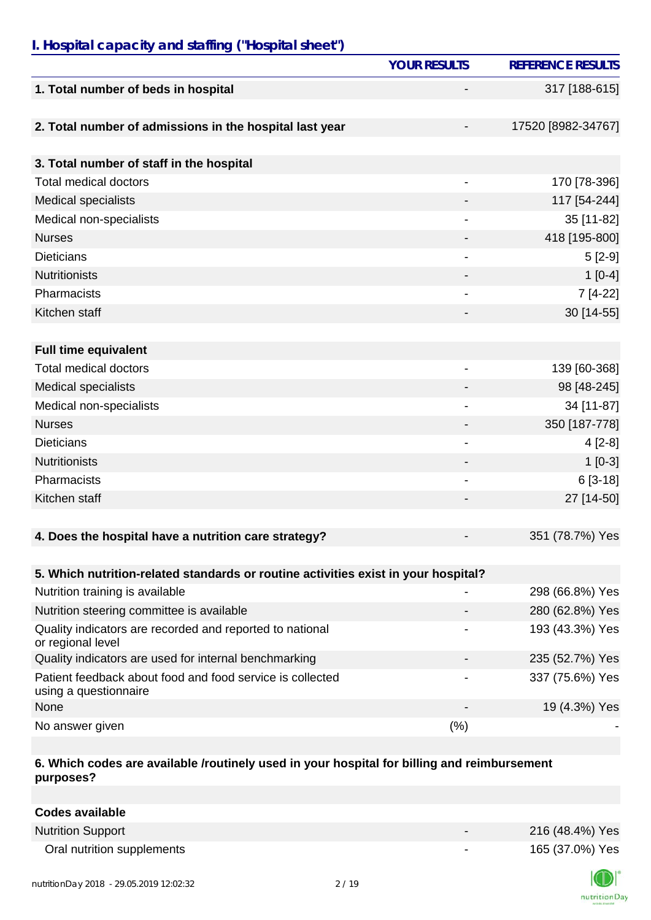## I. Hospital capacity and staffing ("Hospital sheet")

| | YOUR RESULTS | REFERENCE RESULTS |
|---|---|---|
| **1. Total number of beds in hospital** | - | 317 [188-615] |
| **2. Total number of admissions in the hospital last year** | - | 17520 [8982-34767] |
| **3. Total number of staff in the hospital** | | |
| Total medical doctors | - | 170 [78-396] |
| Medical specialists | - | 117 [54-244] |
| Medical non-specialists | - | 35 [11-82] |
| Nurses | - | 418 [195-800] |
| Dieticians | - | 5 [2-9] |
| Nutritionists | - | 1 [0-4] |
| Pharmacists | - | 7 [4-22] |
| Kitchen staff | - | 30 [14-55] |
| **Full time equivalent** | | |
| Total medical doctors | - | 139 [60-368] |
| Medical specialists | - | 98 [48-245] |
| Medical non-specialists | - | 34 [11-87] |
| Nurses | - | 350 [187-778] |
| Dieticians | - | 4 [2-8] |
| Nutritionists | - | 1 [0-3] |
| Pharmacists | - | 6 [3-18] |
| Kitchen staff | - | 27 [14-50] |
| **4. Does the hospital have a nutrition care strategy?** | - | 351 (78.7%) Yes |
| **5. Which nutrition-related standards or routine activities exist in your hospital?** | | |
| Nutrition training is available | - | 298 (66.8%) Yes |
| Nutrition steering committee is available | - | 280 (62.8%) Yes |
| Quality indicators are recorded and reported to national or regional level | - | 193 (43.3%) Yes |
| Quality indicators are used for internal benchmarking | - | 235 (52.7%) Yes |
| Patient feedback about food and food service is collected using a questionnaire | - | 337 (75.6%) Yes |
| None | - | 19 (4.3%) Yes |
| No answer given | (%) | - |
| **6. Which codes are available /routinely used in your hospital for billing and reimbursement purposes?** | | |
| **Codes available** | | |
| Nutrition Support | - | 216 (48.4%) Yes |
| Oral nutrition supplements | - | 165 (37.0%) Yes |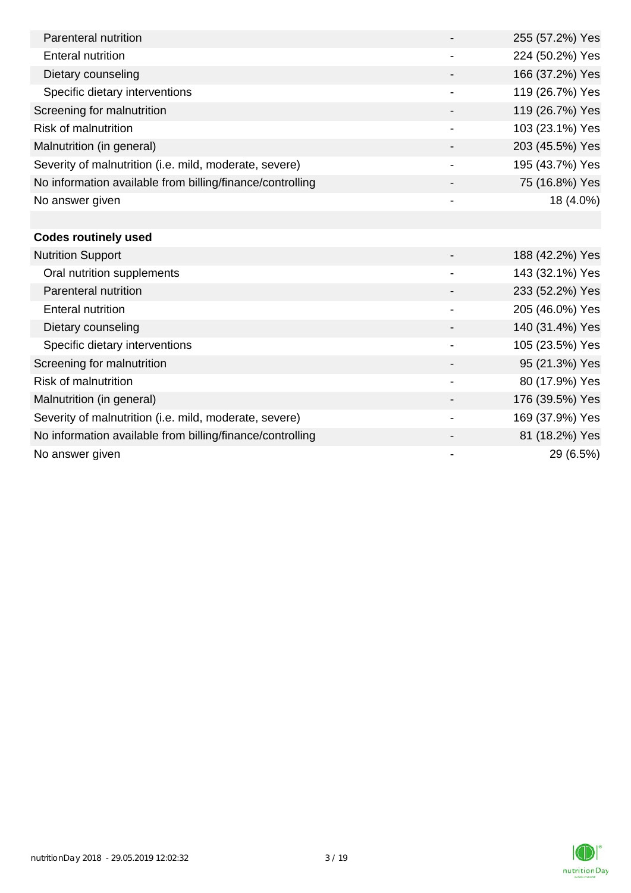| | | |
|---|---|---|
| Parenteral nutrition | - | 255 (57.2%) Yes |
| Enteral nutrition | - | 224 (50.2%) Yes |
| Dietary counseling | - | 166 (37.2%) Yes |
| Specific dietary interventions | - | 119 (26.7%) Yes |
| Screening for malnutrition | - | 119 (26.7%) Yes |
| Risk of malnutrition | - | 103 (23.1%) Yes |
| Malnutrition (in general) | - | 203 (45.5%) Yes |
| Severity of malnutrition (i.e. mild, moderate, severe) | - | 195 (43.7%) Yes |
| No information available from billing/finance/controlling | - | 75 (16.8%) Yes |
| No answer given | - | 18 (4.0%) |
| | | |
| **Codes routinely used** | | |
| Nutrition Support | - | 188 (42.2%) Yes |
| Oral nutrition supplements | - | 143 (32.1%) Yes |
| Parenteral nutrition | - | 233 (52.2%) Yes |
| Enteral nutrition | - | 205 (46.0%) Yes |
| Dietary counseling | - | 140 (31.4%) Yes |
| Specific dietary interventions | - | 105 (23.5%) Yes |
| Screening for malnutrition | - | 95 (21.3%) Yes |
| Risk of malnutrition | - | 80 (17.9%) Yes |
| Malnutrition (in general) | - | 176 (39.5%) Yes |
| Severity of malnutrition (i.e. mild, moderate, severe) | - | 169 (37.9%) Yes |
| No information available from billing/finance/controlling | - | 81 (18.2%) Yes |
| No answer given | - | 29 (6.5%) |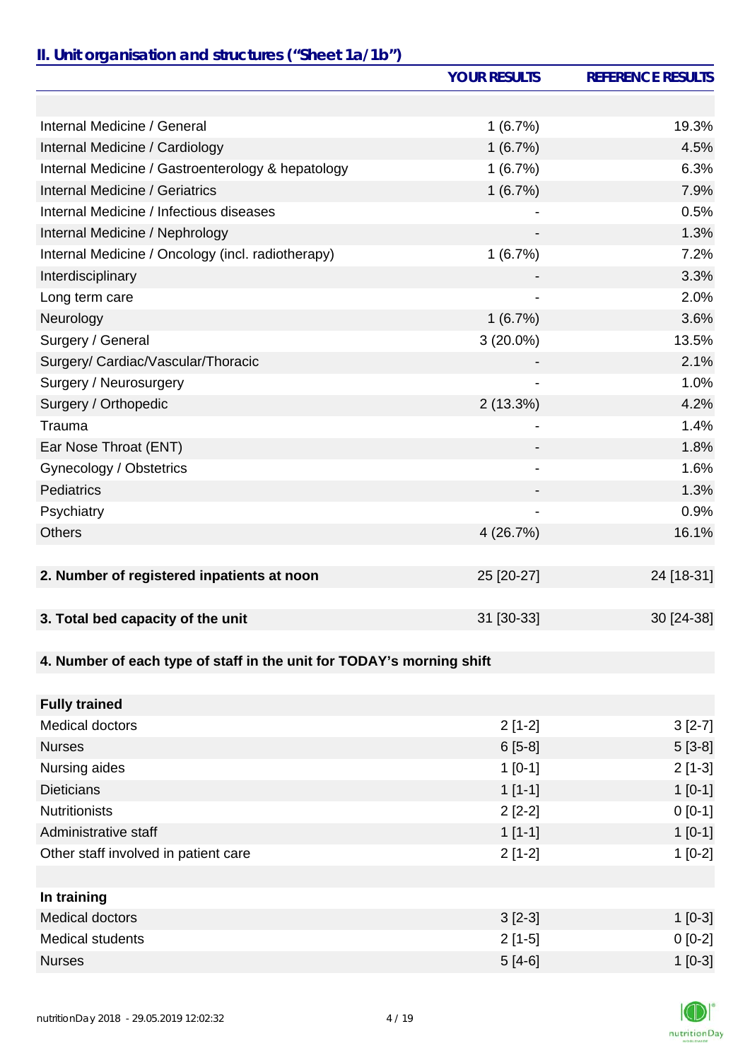## II. Unit organisation and structures ("Sheet 1a/1b")

| | YOUR RESULTS | REFERENCE RESULTS |
|---|---|---|
| Internal Medicine / General | 1 (6.7%) | 19.3% |
| Internal Medicine / Cardiology | 1 (6.7%) | 4.5% |
| Internal Medicine / Gastroenterology & hepatology | 1 (6.7%) | 6.3% |
| Internal Medicine / Geriatrics | 1 (6.7%) | 7.9% |
| Internal Medicine / Infectious diseases | - | 0.5% |
| Internal Medicine / Nephrology | - | 1.3% |
| Internal Medicine / Oncology (incl. radiotherapy) | 1 (6.7%) | 7.2% |
| Interdisciplinary | - | 3.3% |
| Long term care | - | 2.0% |
| Neurology | 1 (6.7%) | 3.6% |
| Surgery / General | 3 (20.0%) | 13.5% |
| Surgery/ Cardiac/Vascular/Thoracic | - | 2.1% |
| Surgery / Neurosurgery | - | 1.0% |
| Surgery / Orthopedic | 2 (13.3%) | 4.2% |
| Trauma | - | 1.4% |
| Ear Nose Throat (ENT) | - | 1.8% |
| Gynecology / Obstetrics | - | 1.6% |
| Pediatrics | - | 1.3% |
| Psychiatry | - | 0.9% |
| Others | 4 (26.7%) | 16.1% |
| **2. Number of registered inpatients at noon** | 25 [20-27] | 24 [18-31] |
| **3. Total bed capacity of the unit** | 31 [30-33] | 30 [24-38] |
| **4. Number of each type of staff in the unit for TODAY's morning shift** | | |
| **Fully trained** | | |
| Medical doctors | 2 [1-2] | 3 [2-7] |
| Nurses | 6 [5-8] | 5 [3-8] |
| Nursing aides | 1 [0-1] | 2 [1-3] |
| Dieticians | 1 [1-1] | 1 [0-1] |
| Nutritionists | 2 [2-2] | 0 [0-1] |
| Administrative staff | 1 [1-1] | 1 [0-1] |
| Other staff involved in patient care | 2 [1-2] | 1 [0-2] |
| **In training** | | |
| Medical doctors | 3 [2-3] | 1 [0-3] |
| Medical students | 2 [1-5] | 0 [0-2] |
| Nurses | 5 [4-6] | 1 [0-3] |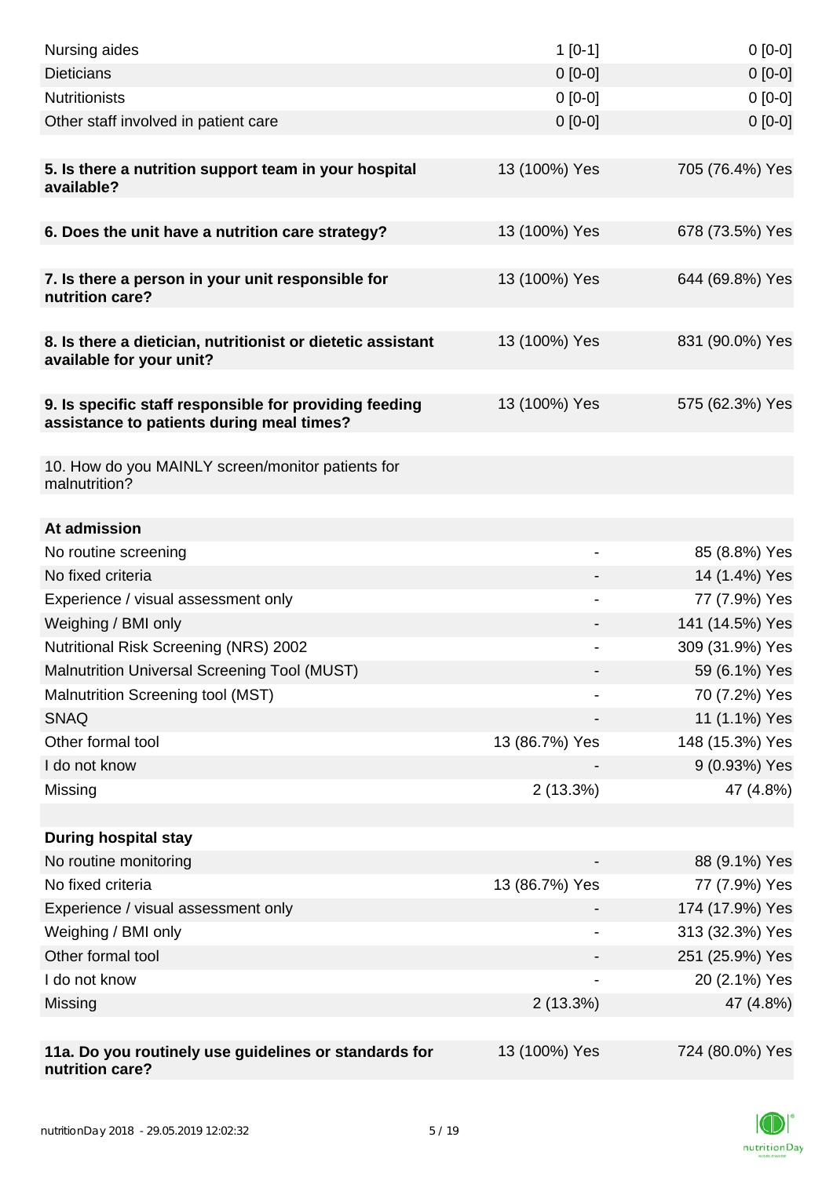| | | |
|---|---|---|
| Nursing aides | 1 [0-1] | 0 [0-0] |
| Dieticians | 0 [0-0] | 0 [0-0] |
| Nutritionists | 0 [0-0] | 0 [0-0] |
| Other staff involved in patient care | 0 [0-0] | 0 [0-0] |
| | | |
| **5. Is there a nutrition support team in your hospital available?** | 13 (100%) Yes | 705 (76.4%) Yes |
| | | |
| **6. Does the unit have a nutrition care strategy?** | 13 (100%) Yes | 678 (73.5%) Yes |
| | | |
| **7. Is there a person in your unit responsible for nutrition care?** | 13 (100%) Yes | 644 (69.8%) Yes |
| | | |
| **8. Is there a dietician, nutritionist or dietetic assistant available for your unit?** | 13 (100%) Yes | 831 (90.0%) Yes |
| | | |
| **9. Is specific staff responsible for providing feeding assistance to patients during meal times?** | 13 (100%) Yes | 575 (62.3%) Yes |
| | | |
| 10. How do you MAINLY screen/monitor patients for malnutrition? | | |
| | | |
| **At admission** | | |
| No routine screening | - | 85 (8.8%) Yes |
| No fixed criteria | - | 14 (1.4%) Yes |
| Experience / visual assessment only | - | 77 (7.9%) Yes |
| Weighing / BMI only | - | 141 (14.5%) Yes |
| Nutritional Risk Screening (NRS) 2002 | - | 309 (31.9%) Yes |
| Malnutrition Universal Screening Tool (MUST) | - | 59 (6.1%) Yes |
| Malnutrition Screening tool (MST) | - | 70 (7.2%) Yes |
| SNAQ | - | 11 (1.1%) Yes |
| Other formal tool | 13 (86.7%) Yes | 148 (15.3%) Yes |
| I do not know | - | 9 (0.93%) Yes |
| Missing | 2 (13.3%) | 47 (4.8%) |
| | | |
| **During hospital stay** | | |
| No routine monitoring | - | 88 (9.1%) Yes |
| No fixed criteria | 13 (86.7%) Yes | 77 (7.9%) Yes |
| Experience / visual assessment only | - | 174 (17.9%) Yes |
| Weighing / BMI only | - | 313 (32.3%) Yes |
| Other formal tool | - | 251 (25.9%) Yes |
| I do not know | - | 20 (2.1%) Yes |
| Missing | 2 (13.3%) | 47 (4.8%) |
| | | |
| **11a. Do you routinely use guidelines or standards for nutrition care?** | 13 (100%) Yes | 724 (80.0%) Yes |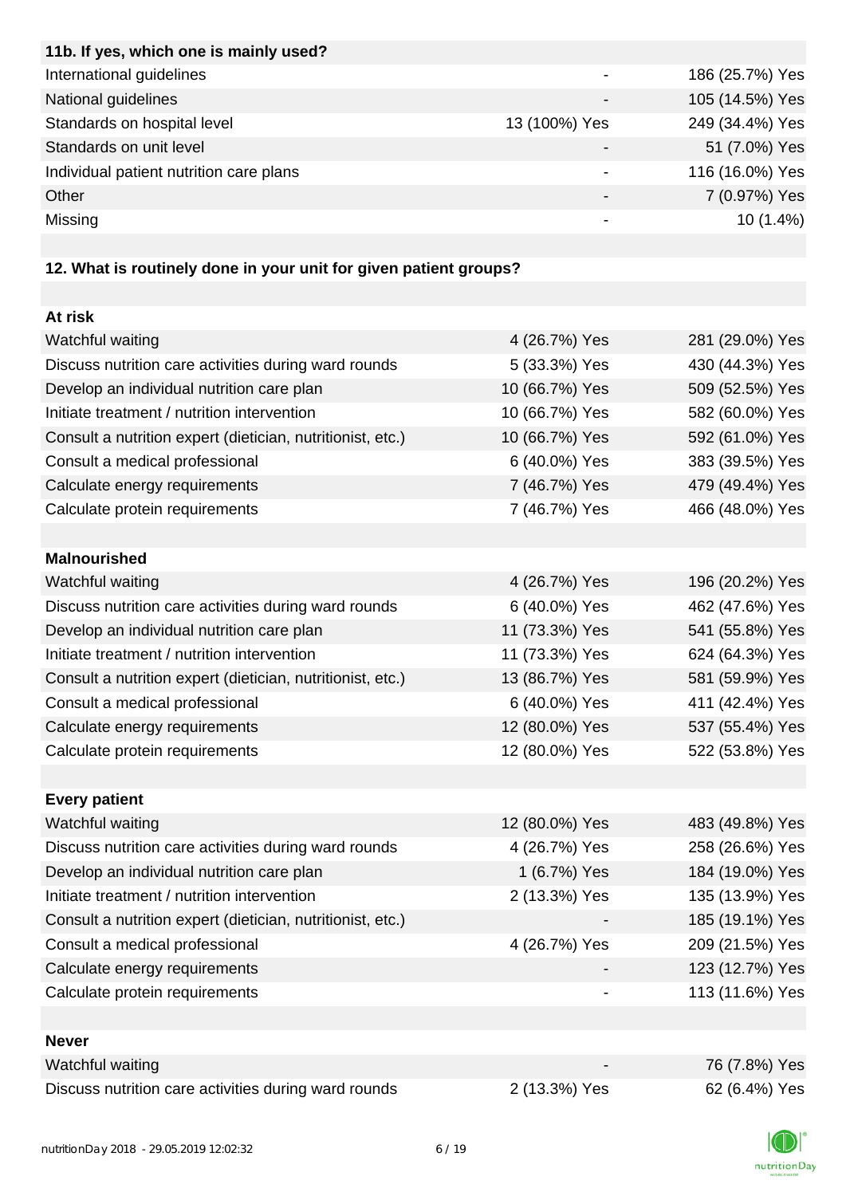| 11b. If yes, which one is mainly used? | | |
|---|---|---|
| International guidelines | - | 186 (25.7%) Yes |
| National guidelines | - | 105 (14.5%) Yes |
| Standards on hospital level | 13 (100%) Yes | 249 (34.4%) Yes |
| Standards on unit level | - | 51 (7.0%) Yes |
| Individual patient nutrition care plans | - | 116 (16.0%) Yes |
| Other | - | 7 (0.97%) Yes |
| Missing | - | 10 (1.4%) |

**12. What is routinely done in your unit for given patient groups?**

| At risk | | |
|---|---|---|
| Watchful waiting | 4 (26.7%) Yes | 281 (29.0%) Yes |
| Discuss nutrition care activities during ward rounds | 5 (33.3%) Yes | 430 (44.3%) Yes |
| Develop an individual nutrition care plan | 10 (66.7%) Yes | 509 (52.5%) Yes |
| Initiate treatment / nutrition intervention | 10 (66.7%) Yes | 582 (60.0%) Yes |
| Consult a nutrition expert (dietician, nutritionist, etc.) | 10 (66.7%) Yes | 592 (61.0%) Yes |
| Consult a medical professional | 6 (40.0%) Yes | 383 (39.5%) Yes |
| Calculate energy requirements | 7 (46.7%) Yes | 479 (49.4%) Yes |
| Calculate protein requirements | 7 (46.7%) Yes | 466 (48.0%) Yes |
| **Malnourished** | | |
| Watchful waiting | 4 (26.7%) Yes | 196 (20.2%) Yes |
| Discuss nutrition care activities during ward rounds | 6 (40.0%) Yes | 462 (47.6%) Yes |
| Develop an individual nutrition care plan | 11 (73.3%) Yes | 541 (55.8%) Yes |
| Initiate treatment / nutrition intervention | 11 (73.3%) Yes | 624 (64.3%) Yes |
| Consult a nutrition expert (dietician, nutritionist, etc.) | 13 (86.7%) Yes | 581 (59.9%) Yes |
| Consult a medical professional | 6 (40.0%) Yes | 411 (42.4%) Yes |
| Calculate energy requirements | 12 (80.0%) Yes | 537 (55.4%) Yes |
| Calculate protein requirements | 12 (80.0%) Yes | 522 (53.8%) Yes |
| **Every patient** | | |
| Watchful waiting | 12 (80.0%) Yes | 483 (49.8%) Yes |
| Discuss nutrition care activities during ward rounds | 4 (26.7%) Yes | 258 (26.6%) Yes |
| Develop an individual nutrition care plan | 1 (6.7%) Yes | 184 (19.0%) Yes |
| Initiate treatment / nutrition intervention | 2 (13.3%) Yes | 135 (13.9%) Yes |
| Consult a nutrition expert (dietician, nutritionist, etc.) | - | 185 (19.1%) Yes |
| Consult a medical professional | 4 (26.7%) Yes | 209 (21.5%) Yes |
| Calculate energy requirements | - | 123 (12.7%) Yes |
| Calculate protein requirements | - | 113 (11.6%) Yes |
| **Never** | | |
| Watchful waiting | - | 76 (7.8%) Yes |
| Discuss nutrition care activities during ward rounds | 2 (13.3%) Yes | 62 (6.4%) Yes |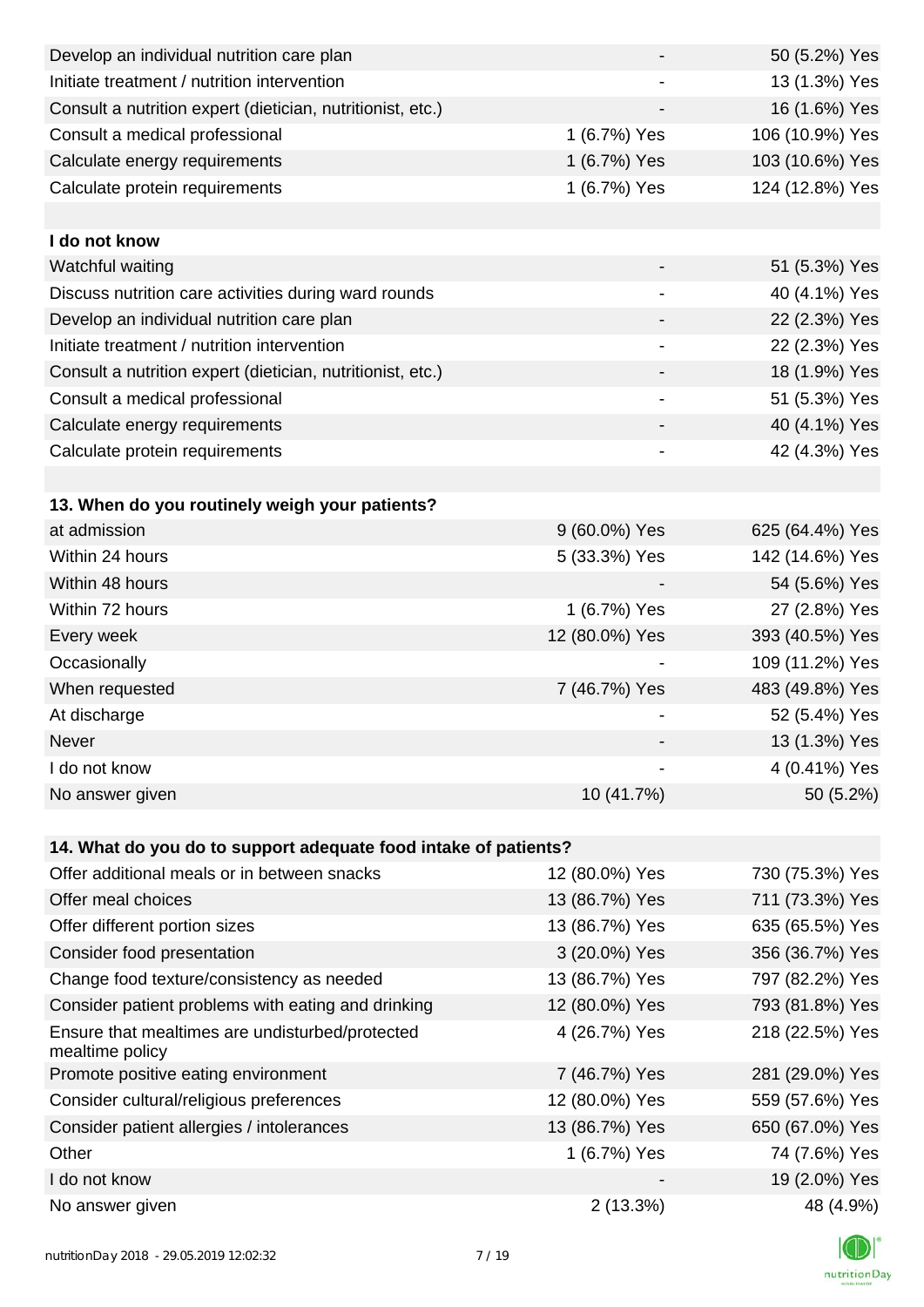| | | |
|---|---|---|
| Develop an individual nutrition care plan | - | 50 (5.2%) Yes |
| Initiate treatment / nutrition intervention | - | 13 (1.3%) Yes |
| Consult a nutrition expert (dietician, nutritionist, etc.) | - | 16 (1.6%) Yes |
| Consult a medical professional | 1 (6.7%) Yes | 106 (10.9%) Yes |
| Calculate energy requirements | 1 (6.7%) Yes | 103 (10.6%) Yes |
| Calculate protein requirements | 1 (6.7%) Yes | 124 (12.8%) Yes |
| | | |
| **I do not know** | | |
| Watchful waiting | - | 51 (5.3%) Yes |
| Discuss nutrition care activities during ward rounds | - | 40 (4.1%) Yes |
| Develop an individual nutrition care plan | - | 22 (2.3%) Yes |
| Initiate treatment / nutrition intervention | - | 22 (2.3%) Yes |
| Consult a nutrition expert (dietician, nutritionist, etc.) | - | 18 (1.9%) Yes |
| Consult a medical professional | - | 51 (5.3%) Yes |
| Calculate energy requirements | - | 40 (4.1%) Yes |
| Calculate protein requirements | - | 42 (4.3%) Yes |

| **13. When do you routinely weigh your patients?** | | |
|---|---|---|
| at admission | 9 (60.0%) Yes | 625 (64.4%) Yes |
| Within 24 hours | 5 (33.3%) Yes | 142 (14.6%) Yes |
| Within 48 hours | - | 54 (5.6%) Yes |
| Within 72 hours | 1 (6.7%) Yes | 27 (2.8%) Yes |
| Every week | 12 (80.0%) Yes | 393 (40.5%) Yes |
| Occasionally | - | 109 (11.2%) Yes |
| When requested | 7 (46.7%) Yes | 483 (49.8%) Yes |
| At discharge | - | 52 (5.4%) Yes |
| Never | - | 13 (1.3%) Yes |
| I do not know | - | 4 (0.41%) Yes |
| No answer given | 10 (41.7%) | 50 (5.2%) |

| **14. What do you do to support adequate food intake of patients?** | | |
|---|---|---|
| Offer additional meals or in between snacks | 12 (80.0%) Yes | 730 (75.3%) Yes |
| Offer meal choices | 13 (86.7%) Yes | 711 (73.3%) Yes |
| Offer different portion sizes | 13 (86.7%) Yes | 635 (65.5%) Yes |
| Consider food presentation | 3 (20.0%) Yes | 356 (36.7%) Yes |
| Change food texture/consistency as needed | 13 (86.7%) Yes | 797 (82.2%) Yes |
| Consider patient problems with eating and drinking | 12 (80.0%) Yes | 793 (81.8%) Yes |
| Ensure that mealtimes are undisturbed/protected mealtime policy | 4 (26.7%) Yes | 218 (22.5%) Yes |
| Promote positive eating environment | 7 (46.7%) Yes | 281 (29.0%) Yes |
| Consider cultural/religious preferences | 12 (80.0%) Yes | 559 (57.6%) Yes |
| Consider patient allergies / intolerances | 13 (86.7%) Yes | 650 (67.0%) Yes |
| Other | 1 (6.7%) Yes | 74 (7.6%) Yes |
| I do not know | - | 19 (2.0%) Yes |
| No answer given | 2 (13.3%) | 48 (4.9%) |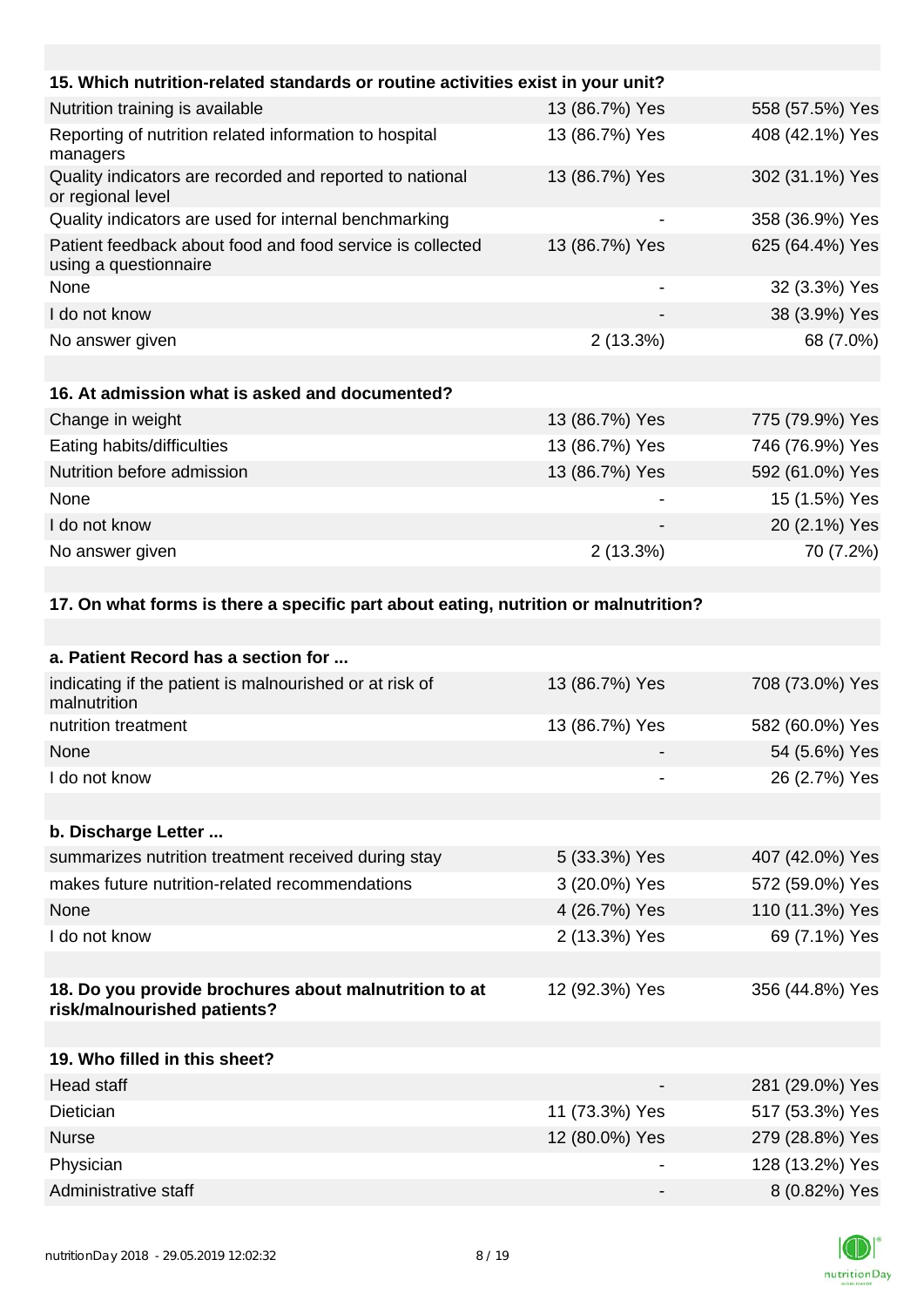| 15. Which nutrition-related standards or routine activities exist in your unit? | | |
|---|---|---|
| Nutrition training is available | 13 (86.7%) Yes | 558 (57.5%) Yes |
| Reporting of nutrition related information to hospital managers | 13 (86.7%) Yes | 408 (42.1%) Yes |
| Quality indicators are recorded and reported to national or regional level | 13 (86.7%) Yes | 302 (31.1%) Yes |
| Quality indicators are used for internal benchmarking | - | 358 (36.9%) Yes |
| Patient feedback about food and food service is collected using a questionnaire | 13 (86.7%) Yes | 625 (64.4%) Yes |
| None | - | 32 (3.3%) Yes |
| I do not know | - | 38 (3.9%) Yes |
| No answer given | 2 (13.3%) | 68 (7.0%) |

| 16. At admission what is asked and documented? | | |
|---|---|---|
| Change in weight | 13 (86.7%) Yes | 775 (79.9%) Yes |
| Eating habits/difficulties | 13 (86.7%) Yes | 746 (76.9%) Yes |
| Nutrition before admission | 13 (86.7%) Yes | 592 (61.0%) Yes |
| None | - | 15 (1.5%) Yes |
| I do not know | - | 20 (2.1%) Yes |
| No answer given | 2 (13.3%) | 70 (7.2%) |

**17. On what forms is there a specific part about eating, nutrition or malnutrition?**

| a. Patient Record has a section for ... | | |
|---|---|---|
| indicating if the patient is malnourished or at risk of malnutrition | 13 (86.7%) Yes | 708 (73.0%) Yes |
| nutrition treatment | 13 (86.7%) Yes | 582 (60.0%) Yes |
| None | - | 54 (5.6%) Yes |
| I do not know | - | 26 (2.7%) Yes |

| b. Discharge Letter ... | | |
|---|---|---|
| summarizes nutrition treatment received during stay | 5 (33.3%) Yes | 407 (42.0%) Yes |
| makes future nutrition-related recommendations | 3 (20.0%) Yes | 572 (59.0%) Yes |
| None | 4 (26.7%) Yes | 110 (11.3%) Yes |
| I do not know | 2 (13.3%) Yes | 69 (7.1%) Yes |

| 18. Do you provide brochures about malnutrition to at risk/malnourished patients? | 12 (92.3%) Yes | 356 (44.8%) Yes |
|---|---|---|

| 19. Who filled in this sheet? | | |
|---|---|---|
| Head staff | - | 281 (29.0%) Yes |
| Dietician | 11 (73.3%) Yes | 517 (53.3%) Yes |
| Nurse | 12 (80.0%) Yes | 279 (28.8%) Yes |
| Physician | - | 128 (13.2%) Yes |
| Administrative staff | - | 8 (0.82%) Yes |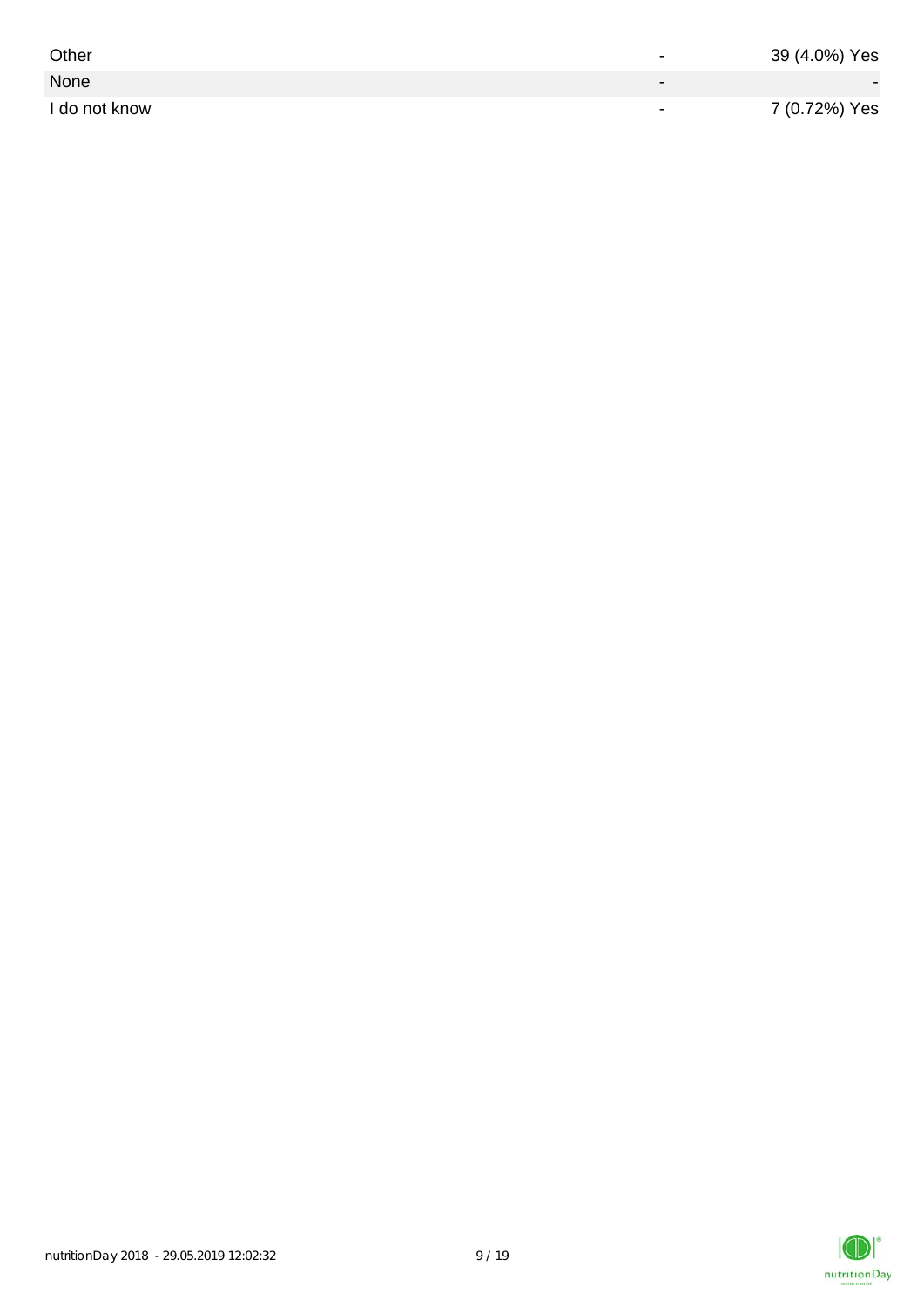| | | |
|---|---|---|
| Other | - | 39 (4.0%) Yes |
| None | - | - |
| I do not know | - | 7 (0.72%) Yes |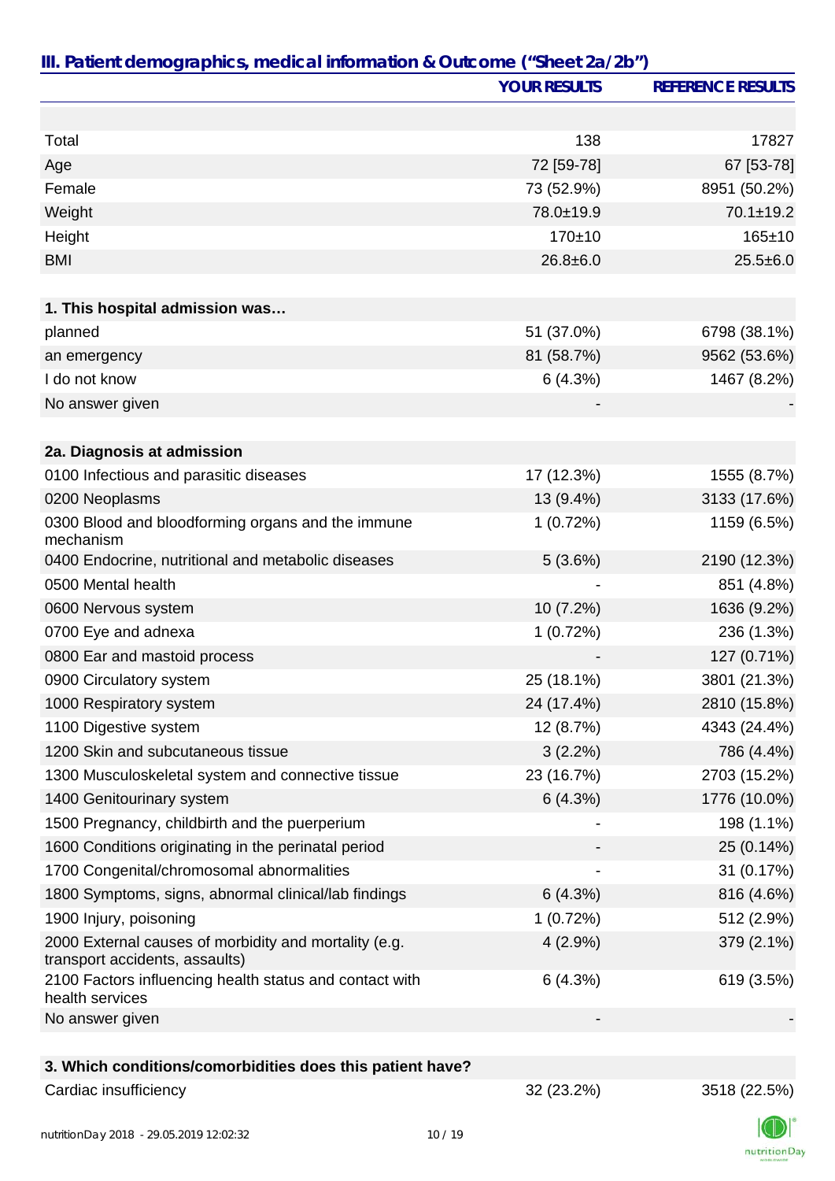## III. Patient demographics, medical information & Outcome ("Sheet 2a/2b")

| | YOUR RESULTS | REFERENCE RESULTS |
|---|---|---|
| Total | 138 | 17827 |
| Age | 72 [59-78] | 67 [53-78] |
| Female | 73 (52.9%) | 8951 (50.2%) |
| Weight | 78.0±19.9 | 70.1±19.2 |
| Height | 170±10 | 165±10 |
| BMI | 26.8±6.0 | 25.5±6.0 |
| **1. This hospital admission was…** | | |
| planned | 51 (37.0%) | 6798 (38.1%) |
| an emergency | 81 (58.7%) | 9562 (53.6%) |
| I do not know | 6 (4.3%) | 1467 (8.2%) |
| No answer given | - | - |
| **2a. Diagnosis at admission** | | |
| 0100 Infectious and parasitic diseases | 17 (12.3%) | 1555 (8.7%) |
| 0200 Neoplasms | 13 (9.4%) | 3133 (17.6%) |
| 0300 Blood and bloodforming organs and the immune mechanism | 1 (0.72%) | 1159 (6.5%) |
| 0400 Endocrine, nutritional and metabolic diseases | 5 (3.6%) | 2190 (12.3%) |
| 0500 Mental health | - | 851 (4.8%) |
| 0600 Nervous system | 10 (7.2%) | 1636 (9.2%) |
| 0700 Eye and adnexa | 1 (0.72%) | 236 (1.3%) |
| 0800 Ear and mastoid process | - | 127 (0.71%) |
| 0900 Circulatory system | 25 (18.1%) | 3801 (21.3%) |
| 1000 Respiratory system | 24 (17.4%) | 2810 (15.8%) |
| 1100 Digestive system | 12 (8.7%) | 4343 (24.4%) |
| 1200 Skin and subcutaneous tissue | 3 (2.2%) | 786 (4.4%) |
| 1300 Musculoskeletal system and connective tissue | 23 (16.7%) | 2703 (15.2%) |
| 1400 Genitourinary system | 6 (4.3%) | 1776 (10.0%) |
| 1500 Pregnancy, childbirth and the puerperium | - | 198 (1.1%) |
| 1600 Conditions originating in the perinatal period | - | 25 (0.14%) |
| 1700 Congenital/chromosomal abnormalities | - | 31 (0.17%) |
| 1800 Symptoms, signs, abnormal clinical/lab findings | 6 (4.3%) | 816 (4.6%) |
| 1900 Injury, poisoning | 1 (0.72%) | 512 (2.9%) |
| 2000 External causes of morbidity and mortality (e.g. transport accidents, assaults) | 4 (2.9%) | 379 (2.1%) |
| 2100 Factors influencing health status and contact with health services | 6 (4.3%) | 619 (3.5%) |
| No answer given | - | - |
| **3. Which conditions/comorbidities does this patient have?** | | |
| Cardiac insufficiency | 32 (23.2%) | 3518 (22.5%) |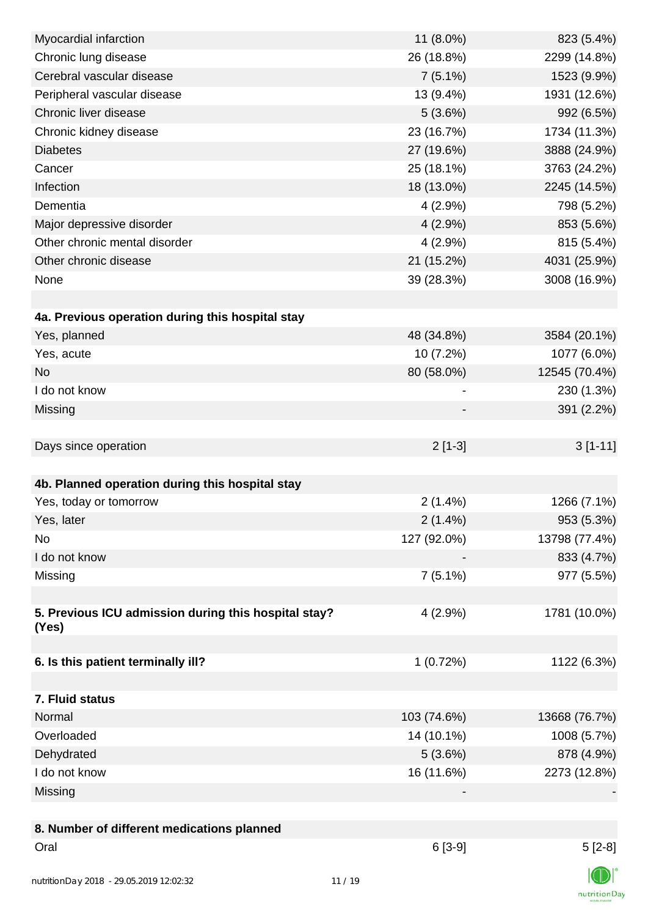| | | |
|---|---|---|
| Myocardial infarction | 11 (8.0%) | 823 (5.4%) |
| Chronic lung disease | 26 (18.8%) | 2299 (14.8%) |
| Cerebral vascular disease | 7 (5.1%) | 1523 (9.9%) |
| Peripheral vascular disease | 13 (9.4%) | 1931 (12.6%) |
| Chronic liver disease | 5 (3.6%) | 992 (6.5%) |
| Chronic kidney disease | 23 (16.7%) | 1734 (11.3%) |
| Diabetes | 27 (19.6%) | 3888 (24.9%) |
| Cancer | 25 (18.1%) | 3763 (24.2%) |
| Infection | 18 (13.0%) | 2245 (14.5%) |
| Dementia | 4 (2.9%) | 798 (5.2%) |
| Major depressive disorder | 4 (2.9%) | 853 (5.6%) |
| Other chronic mental disorder | 4 (2.9%) | 815 (5.4%) |
| Other chronic disease | 21 (15.2%) | 4031 (25.9%) |
| None | 39 (28.3%) | 3008 (16.9%) |
| | | |
| **4a. Previous operation during this hospital stay** | | |
| Yes, planned | 48 (34.8%) | 3584 (20.1%) |
| Yes, acute | 10 (7.2%) | 1077 (6.0%) |
| No | 80 (58.0%) | 12545 (70.4%) |
| I do not know | - | 230 (1.3%) |
| Missing | - | 391 (2.2%) |
| | | |
| Days since operation | 2 [1-3] | 3 [1-11] |
| | | |
| **4b. Planned operation during this hospital stay** | | |
| Yes, today or tomorrow | 2 (1.4%) | 1266 (7.1%) |
| Yes, later | 2 (1.4%) | 953 (5.3%) |
| No | 127 (92.0%) | 13798 (77.4%) |
| I do not know | - | 833 (4.7%) |
| Missing | 7 (5.1%) | 977 (5.5%) |
| | | |
| **5. Previous ICU admission during this hospital stay? (Yes)** | 4 (2.9%) | 1781 (10.0%) |
| | | |
| **6. Is this patient terminally ill?** | 1 (0.72%) | 1122 (6.3%) |
| | | |
| **7. Fluid status** | | |
| Normal | 103 (74.6%) | 13668 (76.7%) |
| Overloaded | 14 (10.1%) | 1008 (5.7%) |
| Dehydrated | 5 (3.6%) | 878 (4.9%) |
| I do not know | 16 (11.6%) | 2273 (12.8%) |
| Missing | - | - |
| | | |
| **8. Number of different medications planned** | | |
| Oral | 6 [3-9] | 5 [2-8] |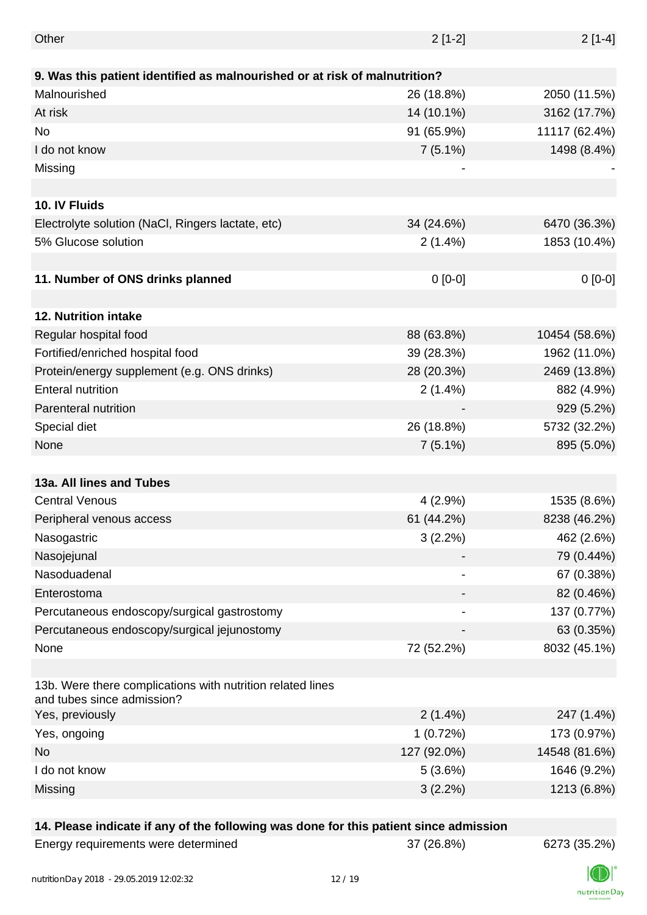| | | |
|---|---|---|
| Other | 2 [1-2] | 2 [1-4] |
| | | |
| **9. Was this patient identified as malnourished or at risk of malnutrition?** | | |
| Malnourished | 26 (18.8%) | 2050 (11.5%) |
| At risk | 14 (10.1%) | 3162 (17.7%) |
| No | 91 (65.9%) | 11117 (62.4%) |
| I do not know | 7 (5.1%) | 1498 (8.4%) |
| Missing | - | - |
| | | |
| **10. IV Fluids** | | |
| Electrolyte solution (NaCl, Ringers lactate, etc) | 34 (24.6%) | 6470 (36.3%) |
| 5% Glucose solution | 2 (1.4%) | 1853 (10.4%) |
| | | |
| **11. Number of ONS drinks planned** | 0 [0-0] | 0 [0-0] |
| | | |
| **12. Nutrition intake** | | |
| Regular hospital food | 88 (63.8%) | 10454 (58.6%) |
| Fortified/enriched hospital food | 39 (28.3%) | 1962 (11.0%) |
| Protein/energy supplement (e.g. ONS drinks) | 28 (20.3%) | 2469 (13.8%) |
| Enteral nutrition | 2 (1.4%) | 882 (4.9%) |
| Parenteral nutrition | - | 929 (5.2%) |
| Special diet | 26 (18.8%) | 5732 (32.2%) |
| None | 7 (5.1%) | 895 (5.0%) |
| | | |
| **13a. All lines and Tubes** | | |
| Central Venous | 4 (2.9%) | 1535 (8.6%) |
| Peripheral venous access | 61 (44.2%) | 8238 (46.2%) |
| Nasogastric | 3 (2.2%) | 462 (2.6%) |
| Nasojejunal | - | 79 (0.44%) |
| Nasoduadenal | - | 67 (0.38%) |
| Enterostoma | - | 82 (0.46%) |
| Percutaneous endoscopy/surgical gastrostomy | - | 137 (0.77%) |
| Percutaneous endoscopy/surgical jejunostomy | - | 63 (0.35%) |
| None | 72 (52.2%) | 8032 (45.1%) |
| | | |
| 13b. Were there complications with nutrition related lines and tubes since admission? | | |
| Yes, previously | 2 (1.4%) | 247 (1.4%) |
| Yes, ongoing | 1 (0.72%) | 173 (0.97%) |
| No | 127 (92.0%) | 14548 (81.6%) |
| I do not know | 5 (3.6%) | 1646 (9.2%) |
| Missing | 3 (2.2%) | 1213 (6.8%) |
| | | |
| **14. Please indicate if any of the following was done for this patient since admission** | | |
| Energy requirements were determined | 37 (26.8%) | 6273 (35.2%) |

nutritionDay 2018 - 29.05.2019 12:02:32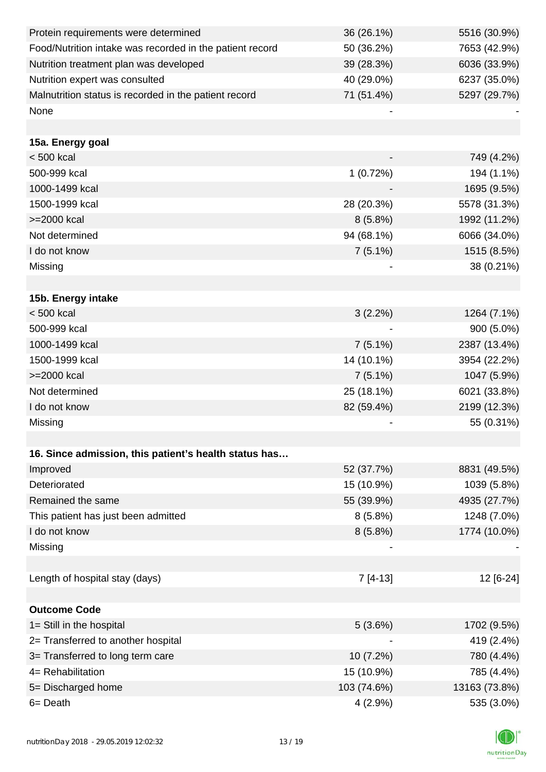| | | |
|---|---|---|
| Protein requirements were determined | 36 (26.1%) | 5516 (30.9%) |
| Food/Nutrition intake was recorded in the patient record | 50 (36.2%) | 7653 (42.9%) |
| Nutrition treatment plan was developed | 39 (28.3%) | 6036 (33.9%) |
| Nutrition expert was consulted | 40 (29.0%) | 6237 (35.0%) |
| Malnutrition status is recorded in the patient record | 71 (51.4%) | 5297 (29.7%) |
| None | - | - |
| | | |
| **15a. Energy goal** | | |
| < 500 kcal | - | 749 (4.2%) |
| 500-999 kcal | 1 (0.72%) | 194 (1.1%) |
| 1000-1499 kcal | - | 1695 (9.5%) |
| 1500-1999 kcal | 28 (20.3%) | 5578 (31.3%) |
| >=2000 kcal | 8 (5.8%) | 1992 (11.2%) |
| Not determined | 94 (68.1%) | 6066 (34.0%) |
| I do not know | 7 (5.1%) | 1515 (8.5%) |
| Missing | - | 38 (0.21%) |
| | | |
| **15b. Energy intake** | | |
| < 500 kcal | 3 (2.2%) | 1264 (7.1%) |
| 500-999 kcal | - | 900 (5.0%) |
| 1000-1499 kcal | 7 (5.1%) | 2387 (13.4%) |
| 1500-1999 kcal | 14 (10.1%) | 3954 (22.2%) |
| >=2000 kcal | 7 (5.1%) | 1047 (5.9%) |
| Not determined | 25 (18.1%) | 6021 (33.8%) |
| I do not know | 82 (59.4%) | 2199 (12.3%) |
| Missing | - | 55 (0.31%) |
| | | |
| **16. Since admission, this patient's health status has…** | | |
| Improved | 52 (37.7%) | 8831 (49.5%) |
| Deteriorated | 15 (10.9%) | 1039 (5.8%) |
| Remained the same | 55 (39.9%) | 4935 (27.7%) |
| This patient has just been admitted | 8 (5.8%) | 1248 (7.0%) |
| I do not know | 8 (5.8%) | 1774 (10.0%) |
| Missing | - | - |
| | | |
| Length of hospital stay (days) | 7 [4-13] | 12 [6-24] |
| | | |
| **Outcome Code** | | |
| 1= Still in the hospital | 5 (3.6%) | 1702 (9.5%) |
| 2= Transferred to another hospital | - | 419 (2.4%) |
| 3= Transferred to long term care | 10 (7.2%) | 780 (4.4%) |
| 4= Rehabilitation | 15 (10.9%) | 785 (4.4%) |
| 5= Discharged home | 103 (74.6%) | 13163 (73.8%) |
| 6= Death | 4 (2.9%) | 535 (3.0%) |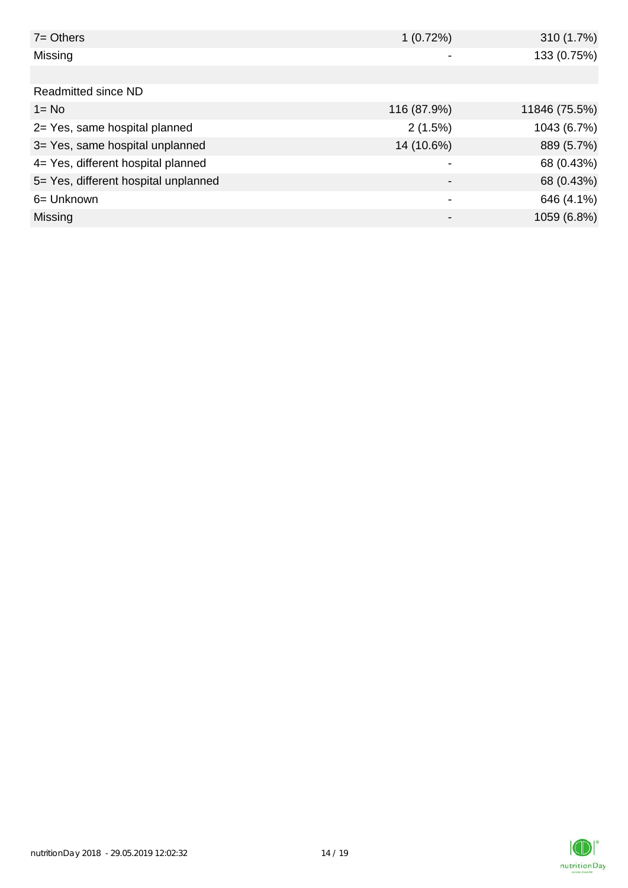| | | |
|---|---|---|
| 7= Others | 1 (0.72%) | 310 (1.7%) |
| Missing | - | 133 (0.75%) |
| | | |
| Readmitted since ND | | |
| 1= No | 116 (87.9%) | 11846 (75.5%) |
| 2= Yes, same hospital planned | 2 (1.5%) | 1043 (6.7%) |
| 3= Yes, same hospital unplanned | 14 (10.6%) | 889 (5.7%) |
| 4= Yes, different hospital planned | - | 68 (0.43%) |
| 5= Yes, different hospital unplanned | - | 68 (0.43%) |
| 6= Unknown | - | 646 (4.1%) |
| Missing | - | 1059 (6.8%) |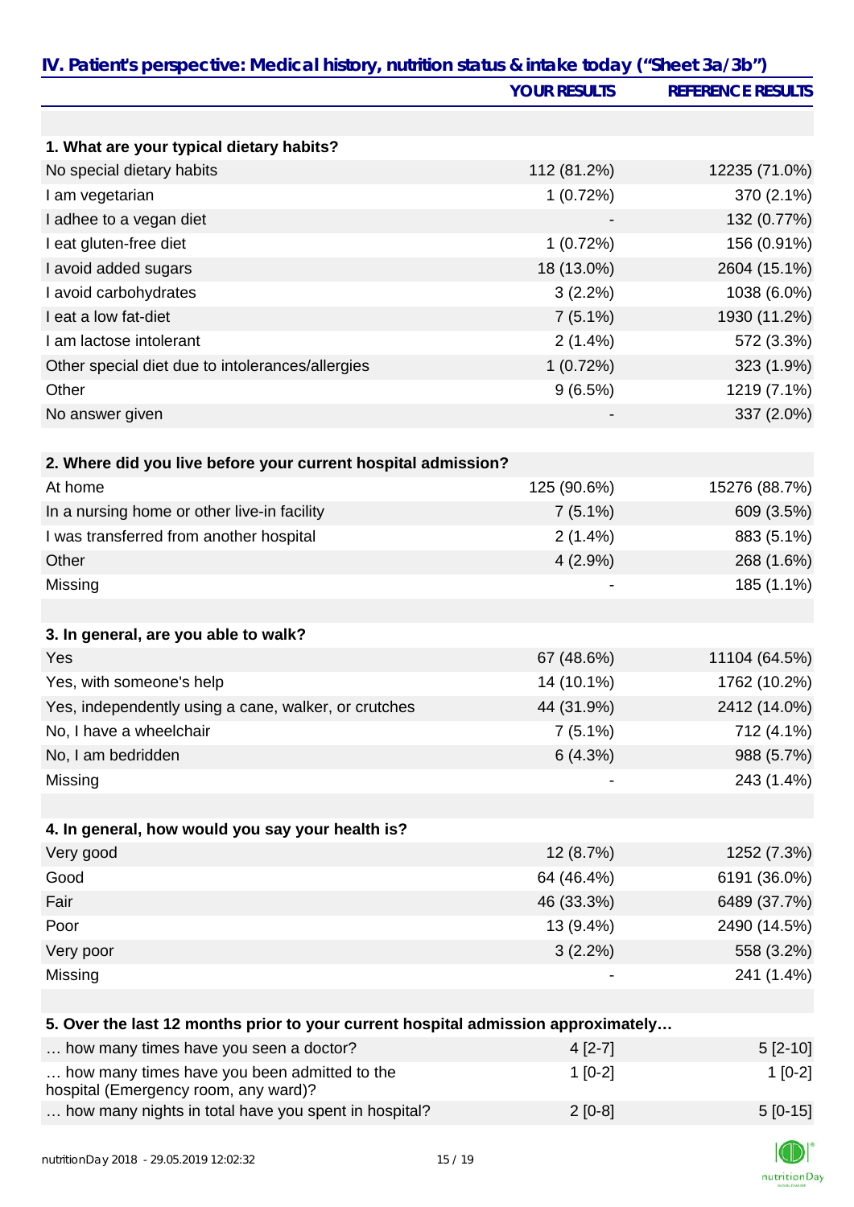## IV. Patient's perspective: Medical history, nutrition status & intake today ("Sheet 3a/3b")

| | YOUR RESULTS | REFERENCE RESULTS |
|---|---|---|
| **1. What are your typical dietary habits?** | | |
| No special dietary habits | 112 (81.2%) | 12235 (71.0%) |
| I am vegetarian | 1 (0.72%) | 370 (2.1%) |
| I adhee to a vegan diet | - | 132 (0.77%) |
| I eat gluten-free diet | 1 (0.72%) | 156 (0.91%) |
| I avoid added sugars | 18 (13.0%) | 2604 (15.1%) |
| I avoid carbohydrates | 3 (2.2%) | 1038 (6.0%) |
| I eat a low fat-diet | 7 (5.1%) | 1930 (11.2%) |
| I am lactose intolerant | 2 (1.4%) | 572 (3.3%) |
| Other special diet due to intolerances/allergies | 1 (0.72%) | 323 (1.9%) |
| Other | 9 (6.5%) | 1219 (7.1%) |
| No answer given | - | 337 (2.0%) |
| **2. Where did you live before your current hospital admission?** | | |
| At home | 125 (90.6%) | 15276 (88.7%) |
| In a nursing home or other live-in facility | 7 (5.1%) | 609 (3.5%) |
| I was transferred from another hospital | 2 (1.4%) | 883 (5.1%) |
| Other | 4 (2.9%) | 268 (1.6%) |
| Missing | - | 185 (1.1%) |
| **3. In general, are you able to walk?** | | |
| Yes | 67 (48.6%) | 11104 (64.5%) |
| Yes, with someone's help | 14 (10.1%) | 1762 (10.2%) |
| Yes, independently using a cane, walker, or crutches | 44 (31.9%) | 2412 (14.0%) |
| No, I have a wheelchair | 7 (5.1%) | 712 (4.1%) |
| No, I am bedridden | 6 (4.3%) | 988 (5.7%) |
| Missing | - | 243 (1.4%) |
| **4. In general, how would you say your health is?** | | |
| Very good | 12 (8.7%) | 1252 (7.3%) |
| Good | 64 (46.4%) | 6191 (36.0%) |
| Fair | 46 (33.3%) | 6489 (37.7%) |
| Poor | 13 (9.4%) | 2490 (14.5%) |
| Very poor | 3 (2.2%) | 558 (3.2%) |
| Missing | - | 241 (1.4%) |
| **5. Over the last 12 months prior to your current hospital admission approximately…** | | |
| … how many times have you seen a doctor? | 4 [2-7] | 5 [2-10] |
| … how many times have you been admitted to the hospital (Emergency room, any ward)? | 1 [0-2] | 1 [0-2] |
| … how many nights in total have you spent in hospital? | 2 [0-8] | 5 [0-15] |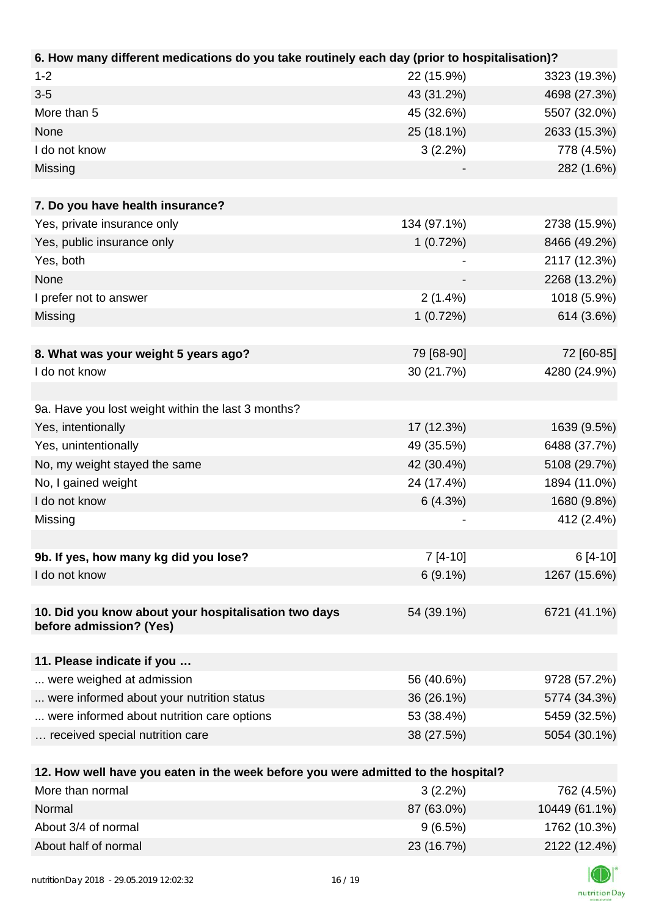| 6. How many different medications do you take routinely each day (prior to hospitalisation)? | | |
|---|---|---|
| 1-2 | 22 (15.9%) | 3323 (19.3%) |
| 3-5 | 43 (31.2%) | 4698 (27.3%) |
| More than 5 | 45 (32.6%) | 5507 (32.0%) |
| None | 25 (18.1%) | 2633 (15.3%) |
| I do not know | 3 (2.2%) | 778 (4.5%) |
| Missing | - | 282 (1.6%) |

| 7. Do you have health insurance? | | |
|---|---|---|
| Yes, private insurance only | 134 (97.1%) | 2738 (15.9%) |
| Yes, public insurance only | 1 (0.72%) | 8466 (49.2%) |
| Yes, both | - | 2117 (12.3%) |
| None | - | 2268 (13.2%) |
| I prefer not to answer | 2 (1.4%) | 1018 (5.9%) |
| Missing | 1 (0.72%) | 614 (3.6%) |

| 8. What was your weight 5 years ago? | 79 [68-90] | 72 [60-85] |
|---|---|---|
| I do not know | 30 (21.7%) | 4280 (24.9%) |

| 9a. Have you lost weight within the last 3 months? | | |
|---|---|---|
| Yes, intentionally | 17 (12.3%) | 1639 (9.5%) |
| Yes, unintentionally | 49 (35.5%) | 6488 (37.7%) |
| No, my weight stayed the same | 42 (30.4%) | 5108 (29.7%) |
| No, I gained weight | 24 (17.4%) | 1894 (11.0%) |
| I do not know | 6 (4.3%) | 1680 (9.8%) |
| Missing | - | 412 (2.4%) |

| 9b. If yes, how many kg did you lose? | 7 [4-10] | 6 [4-10] |
|---|---|---|
| I do not know | 6 (9.1%) | 1267 (15.6%) |

| 10. Did you know about your hospitalisation two days before admission? (Yes) | 54 (39.1%) | 6721 (41.1%) |
|---|---|---|

| 11. Please indicate if you … | | |
|---|---|---|
| ... were weighed at admission | 56 (40.6%) | 9728 (57.2%) |
| ... were informed about your nutrition status | 36 (26.1%) | 5774 (34.3%) |
| ... were informed about nutrition care options | 53 (38.4%) | 5459 (32.5%) |
| … received special nutrition care | 38 (27.5%) | 5054 (30.1%) |

| 12. How well have you eaten in the week before you were admitted to the hospital? | | |
|---|---|---|
| More than normal | 3 (2.2%) | 762 (4.5%) |
| Normal | 87 (63.0%) | 10449 (61.1%) |
| About 3/4 of normal | 9 (6.5%) | 1762 (10.3%) |
| About half of normal | 23 (16.7%) | 2122 (12.4%) |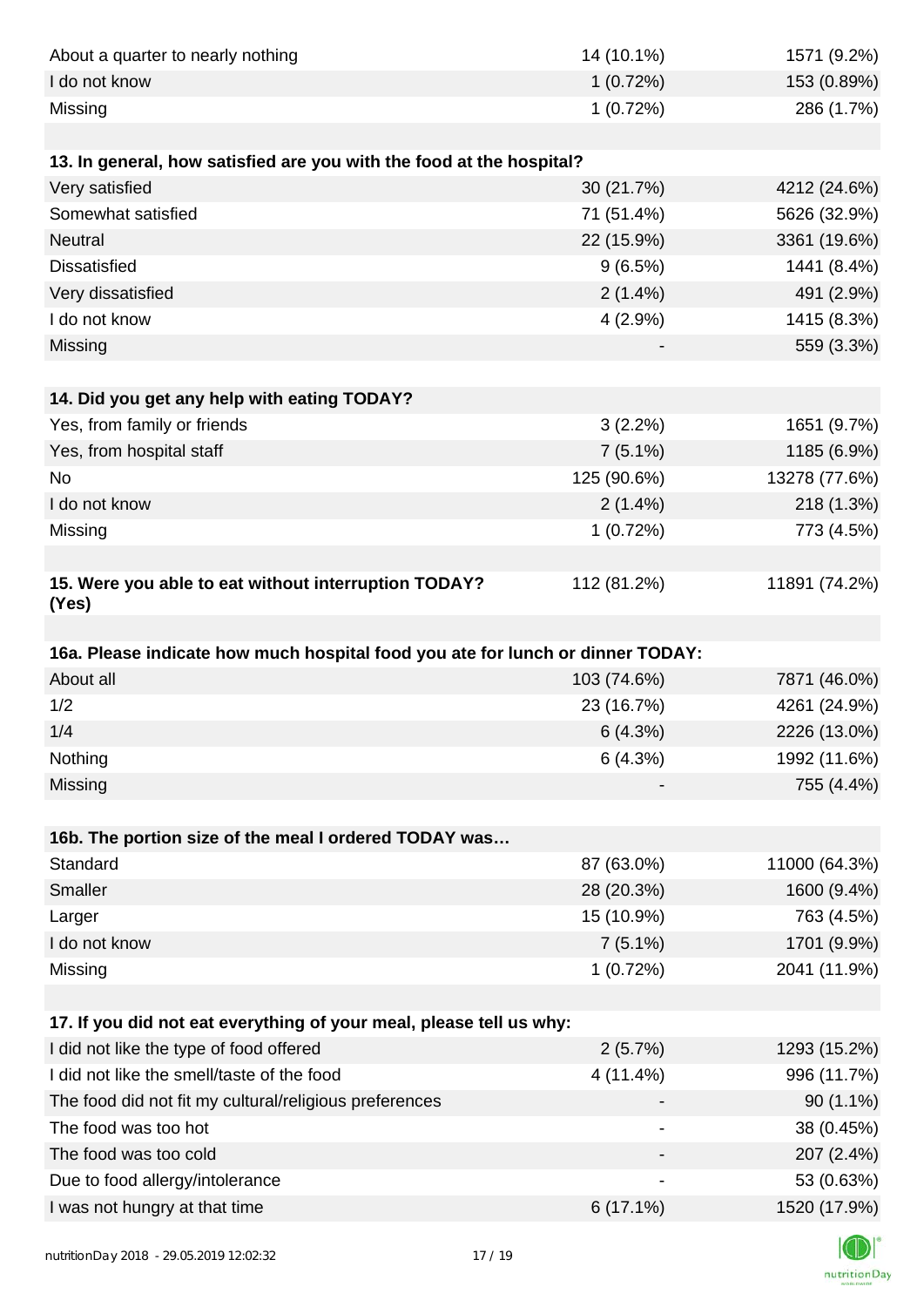| | | |
|---|---|---|
| About a quarter to nearly nothing | 14 (10.1%) | 1571 (9.2%) |
| I do not know | 1 (0.72%) | 153 (0.89%) |
| Missing | 1 (0.72%) | 286 (1.7%) |

| **13. In general, how satisfied are you with the food at the hospital?** | | |
|---|---|---|
| Very satisfied | 30 (21.7%) | 4212 (24.6%) |
| Somewhat satisfied | 71 (51.4%) | 5626 (32.9%) |
| Neutral | 22 (15.9%) | 3361 (19.6%) |
| Dissatisfied | 9 (6.5%) | 1441 (8.4%) |
| Very dissatisfied | 2 (1.4%) | 491 (2.9%) |
| I do not know | 4 (2.9%) | 1415 (8.3%) |
| Missing | - | 559 (3.3%) |

| **14. Did you get any help with eating TODAY?** | | |
|---|---|---|
| Yes, from family or friends | 3 (2.2%) | 1651 (9.7%) |
| Yes, from hospital staff | 7 (5.1%) | 1185 (6.9%) |
| No | 125 (90.6%) | 13278 (77.6%) |
| I do not know | 2 (1.4%) | 218 (1.3%) |
| Missing | 1 (0.72%) | 773 (4.5%) |

| **15. Were you able to eat without interruption TODAY? (Yes)** | 112 (81.2%) | 11891 (74.2%) |
|---|---|---|

| **16a. Please indicate how much hospital food you ate for lunch or dinner TODAY:** | | |
|---|---|---|
| About all | 103 (74.6%) | 7871 (46.0%) |
| 1/2 | 23 (16.7%) | 4261 (24.9%) |
| 1/4 | 6 (4.3%) | 2226 (13.0%) |
| Nothing | 6 (4.3%) | 1992 (11.6%) |
| Missing | - | 755 (4.4%) |

| **16b. The portion size of the meal I ordered TODAY was…** | | |
|---|---|---|
| Standard | 87 (63.0%) | 11000 (64.3%) |
| Smaller | 28 (20.3%) | 1600 (9.4%) |
| Larger | 15 (10.9%) | 763 (4.5%) |
| I do not know | 7 (5.1%) | 1701 (9.9%) |
| Missing | 1 (0.72%) | 2041 (11.9%) |

| **17. If you did not eat everything of your meal, please tell us why:** | | |
|---|---|---|
| I did not like the type of food offered | 2 (5.7%) | 1293 (15.2%) |
| I did not like the smell/taste of the food | 4 (11.4%) | 996 (11.7%) |
| The food did not fit my cultural/religious preferences | - | 90 (1.1%) |
| The food was too hot | - | 38 (0.45%) |
| The food was too cold | - | 207 (2.4%) |
| Due to food allergy/intolerance | - | 53 (0.63%) |
| I was not hungry at that time | 6 (17.1%) | 1520 (17.9%) |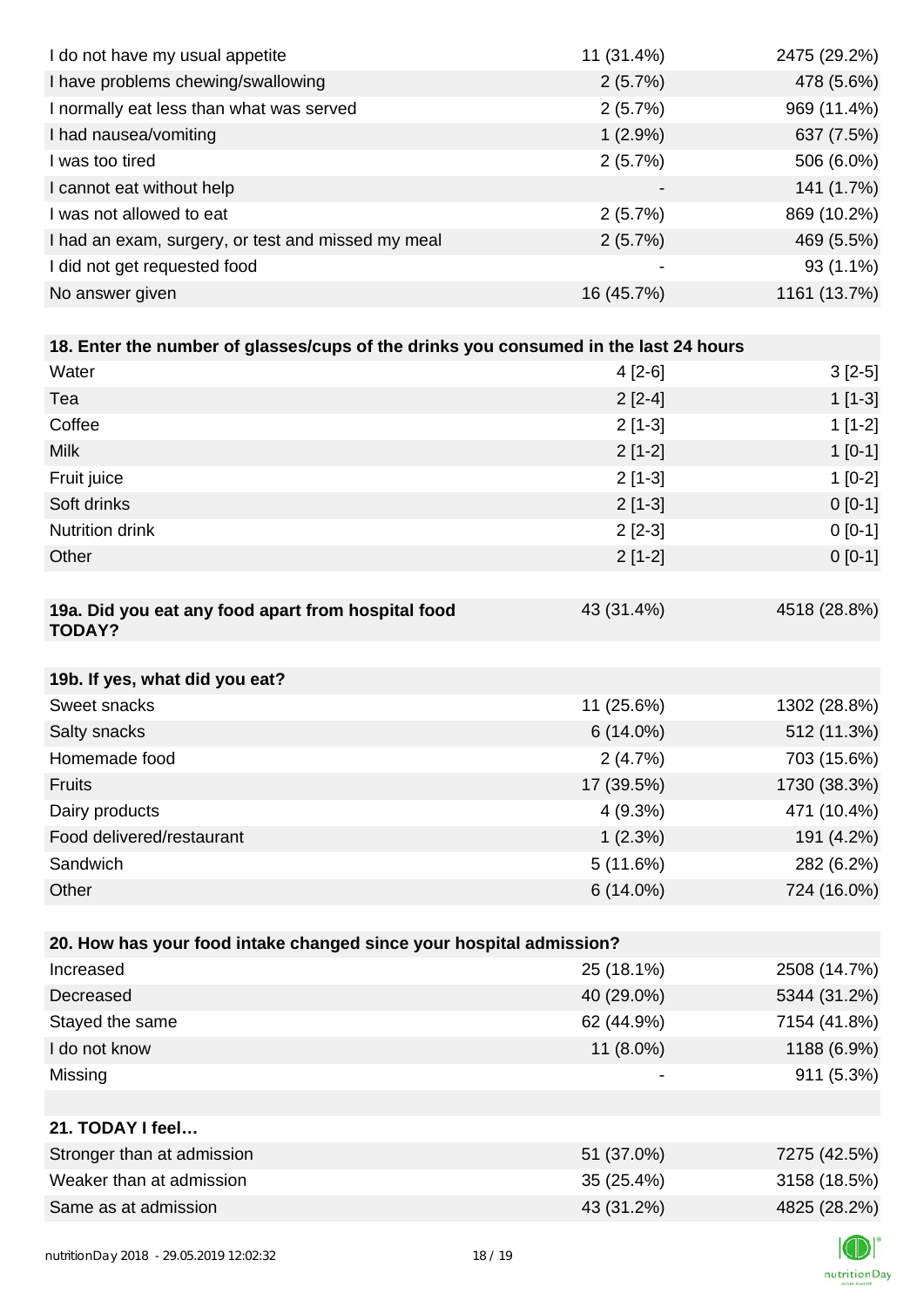| | | |
|---|---|---|
| I do not have my usual appetite | 11 (31.4%) | 2475 (29.2%) |
| I have problems chewing/swallowing | 2 (5.7%) | 478 (5.6%) |
| I normally eat less than what was served | 2 (5.7%) | 969 (11.4%) |
| I had nausea/vomiting | 1 (2.9%) | 637 (7.5%) |
| I was too tired | 2 (5.7%) | 506 (6.0%) |
| I cannot eat without help | - | 141 (1.7%) |
| I was not allowed to eat | 2 (5.7%) | 869 (10.2%) |
| I had an exam, surgery, or test and missed my meal | 2 (5.7%) | 469 (5.5%) |
| I did not get requested food | - | 93 (1.1%) |
| No answer given | 16 (45.7%) | 1161 (13.7%) |

| **18. Enter the number of glasses/cups of the drinks you consumed in the last 24 hours** | | |
|---|---|---|
| Water | 4 [2-6] | 3 [2-5] |
| Tea | 2 [2-4] | 1 [1-3] |
| Coffee | 2 [1-3] | 1 [1-2] |
| Milk | 2 [1-2] | 1 [0-1] |
| Fruit juice | 2 [1-3] | 1 [0-2] |
| Soft drinks | 2 [1-3] | 0 [0-1] |
| Nutrition drink | 2 [2-3] | 0 [0-1] |
| Other | 2 [1-2] | 0 [0-1] |

| **19a. Did you eat any food apart from hospital food TODAY?** | 43 (31.4%) | 4518 (28.8%) |
|---|---|---|

| **19b. If yes, what did you eat?** | | |
|---|---|---|
| Sweet snacks | 11 (25.6%) | 1302 (28.8%) |
| Salty snacks | 6 (14.0%) | 512 (11.3%) |
| Homemade food | 2 (4.7%) | 703 (15.6%) |
| Fruits | 17 (39.5%) | 1730 (38.3%) |
| Dairy products | 4 (9.3%) | 471 (10.4%) |
| Food delivered/restaurant | 1 (2.3%) | 191 (4.2%) |
| Sandwich | 5 (11.6%) | 282 (6.2%) |
| Other | 6 (14.0%) | 724 (16.0%) |

| **20. How has your food intake changed since your hospital admission?** | | |
|---|---|---|
| Increased | 25 (18.1%) | 2508 (14.7%) |
| Decreased | 40 (29.0%) | 5344 (31.2%) |
| Stayed the same | 62 (44.9%) | 7154 (41.8%) |
| I do not know | 11 (8.0%) | 1188 (6.9%) |
| Missing | - | 911 (5.3%) |

| **21. TODAY I feel…** | | |
|---|---|---|
| Stronger than at admission | 51 (37.0%) | 7275 (42.5%) |
| Weaker than at admission | 35 (25.4%) | 3158 (18.5%) |
| Same as at admission | 43 (31.2%) | 4825 (28.2%) |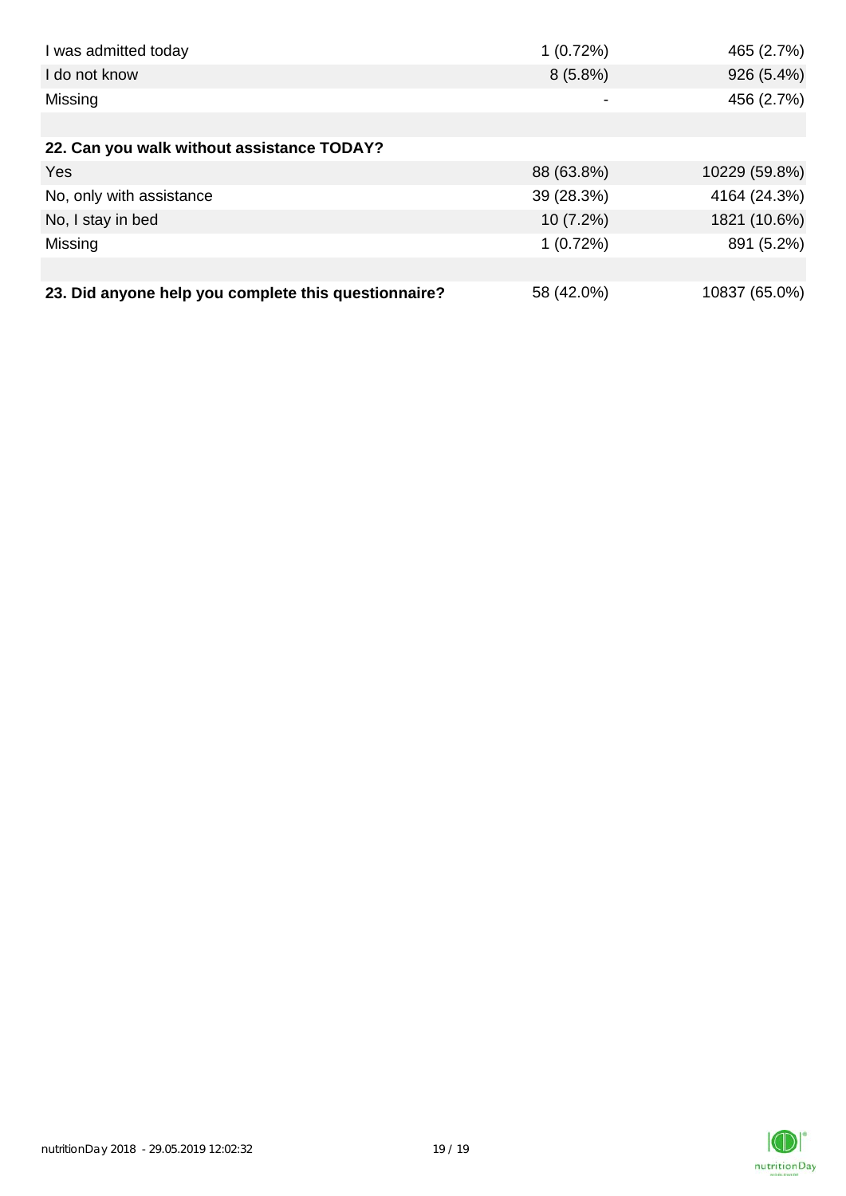| | | |
|---|---|---|
| I was admitted today | 1 (0.72%) | 465 (2.7%) |
| I do not know | 8 (5.8%) | 926 (5.4%) |
| Missing | - | 456 (2.7%) |
| | | |
| **22. Can you walk without assistance TODAY?** | | |
| Yes | 88 (63.8%) | 10229 (59.8%) |
| No, only with assistance | 39 (28.3%) | 4164 (24.3%) |
| No, I stay in bed | 10 (7.2%) | 1821 (10.6%) |
| Missing | 1 (0.72%) | 891 (5.2%) |
| | | |
| **23. Did anyone help you complete this questionnaire?** | 58 (42.0%) | 10837 (65.0%) |